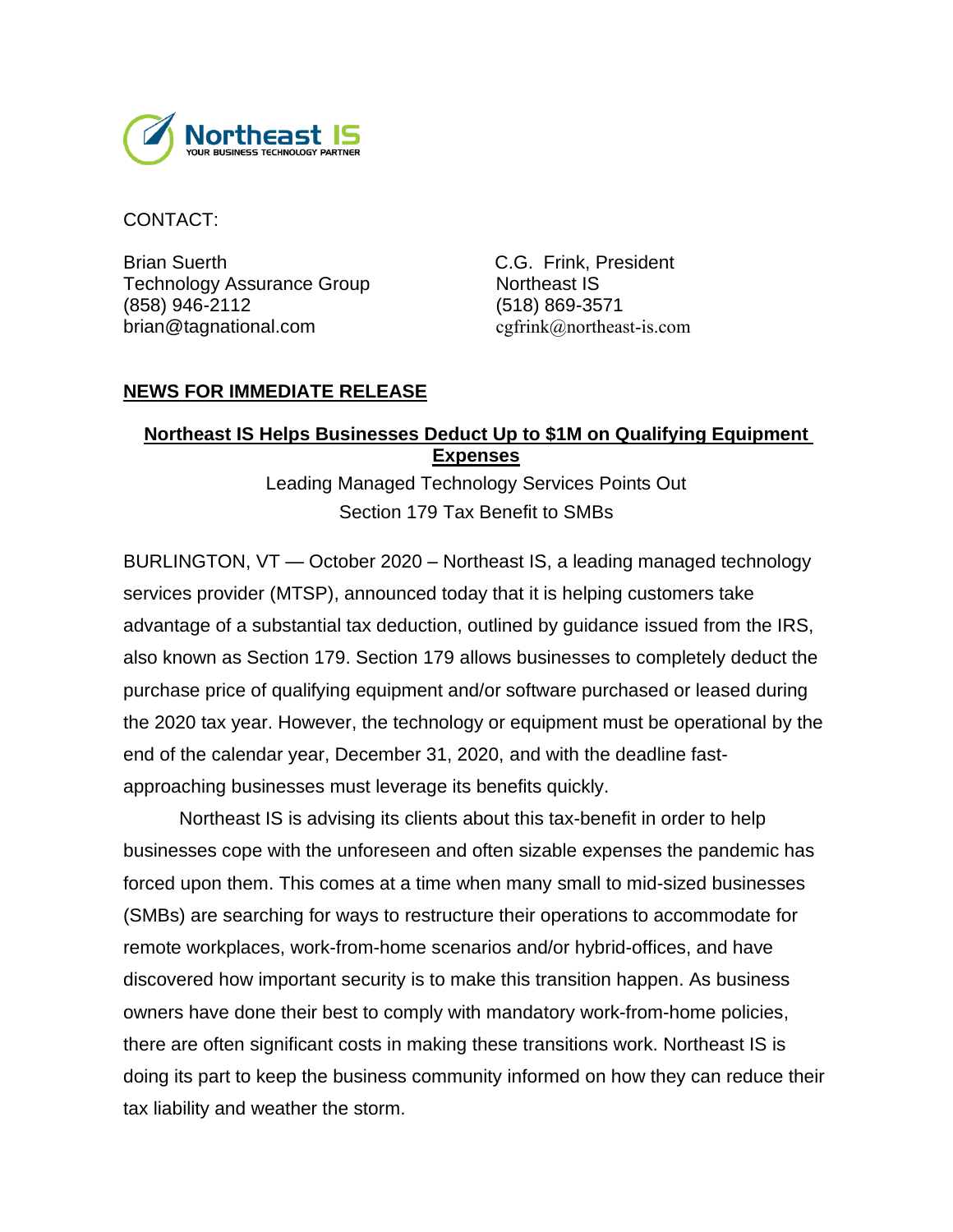Northeast IS
YOUR BUSINESS TECHNOLOGY PARTNER

CONTACT:

Brian Suerth
Technology Assurance Group
(858) 946-2112
brian@tagnational.com

C.G. Frink, President
Northeast IS
(518) 869-3571
cgfrink@northeast-is.com

**NEWS FOR IMMEDIATE RELEASE**

## Northeast IS Helps Businesses Deduct Up to $1M on Qualifying Equipment Expenses

Leading Managed Technology Services Points Out
Section 179 Tax Benefit to SMBs

BURLINGTON, VT — October 2020 – Northeast IS, a leading managed technology services provider (MTSP), announced today that it is helping customers take advantage of a substantial tax deduction, outlined by guidance issued from the IRS, also known as Section 179. Section 179 allows businesses to completely deduct the purchase price of qualifying equipment and/or software purchased or leased during the 2020 tax year. However, the technology or equipment must be operational by the end of the calendar year, December 31, 2020, and with the deadline fast-approaching businesses must leverage its benefits quickly.

Northeast IS is advising its clients about this tax-benefit in order to help businesses cope with the unforeseen and often sizable expenses the pandemic has forced upon them. This comes at a time when many small to mid-sized businesses (SMBs) are searching for ways to restructure their operations to accommodate for remote workplaces, work-from-home scenarios and/or hybrid-offices, and have discovered how important security is to make this transition happen. As business owners have done their best to comply with mandatory work-from-home policies, there are often significant costs in making these transitions work. Northeast IS is doing its part to keep the business community informed on how they can reduce their tax liability and weather the storm.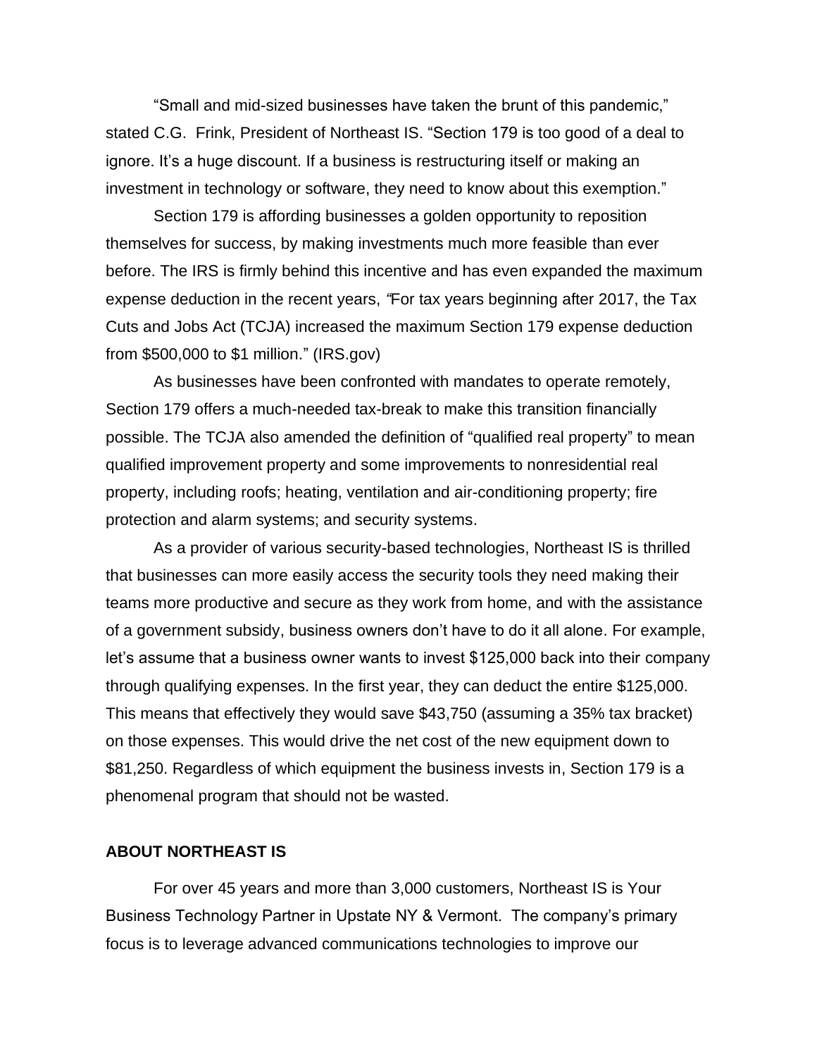"Small and mid-sized businesses have taken the brunt of this pandemic," stated C.G. Frink, President of Northeast IS. "Section 179 is too good of a deal to ignore. It's a huge discount. If a business is restructuring itself or making an investment in technology or software, they need to know about this exemption."

Section 179 is affording businesses a golden opportunity to reposition themselves for success, by making investments much more feasible than ever before. The IRS is firmly behind this incentive and has even expanded the maximum expense deduction in the recent years, "For tax years beginning after 2017, the Tax Cuts and Jobs Act (TCJA) increased the maximum Section 179 expense deduction from $500,000 to $1 million." (IRS.gov)

As businesses have been confronted with mandates to operate remotely, Section 179 offers a much-needed tax-break to make this transition financially possible. The TCJA also amended the definition of "qualified real property" to mean qualified improvement property and some improvements to nonresidential real property, including roofs; heating, ventilation and air-conditioning property; fire protection and alarm systems; and security systems.

As a provider of various security-based technologies, Northeast IS is thrilled that businesses can more easily access the security tools they need making their teams more productive and secure as they work from home, and with the assistance of a government subsidy, business owners don't have to do it all alone. For example, let's assume that a business owner wants to invest $125,000 back into their company through qualifying expenses. In the first year, they can deduct the entire $125,000. This means that effectively they would save $43,750 (assuming a 35% tax bracket) on those expenses. This would drive the net cost of the new equipment down to $81,250. Regardless of which equipment the business invests in, Section 179 is a phenomenal program that should not be wasted.

**ABOUT NORTHEAST IS**

For over 45 years and more than 3,000 customers, Northeast IS is Your Business Technology Partner in Upstate NY & Vermont. The company's primary focus is to leverage advanced communications technologies to improve our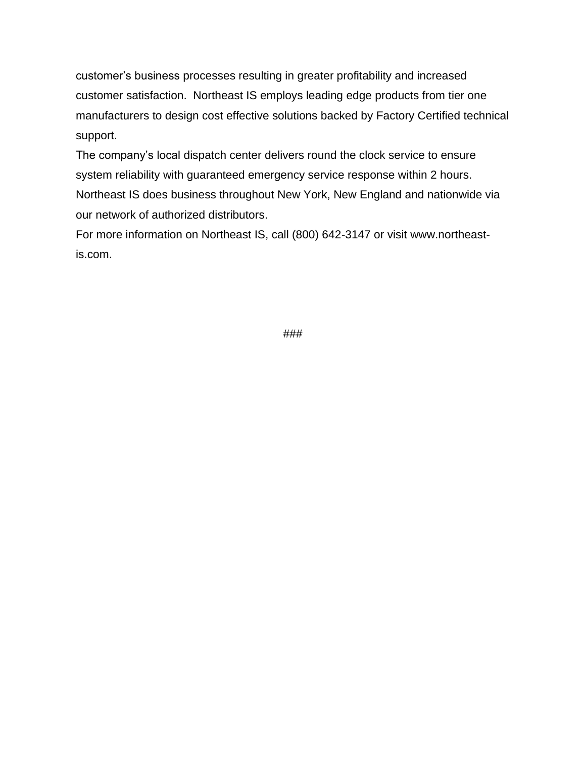customer's business processes resulting in greater profitability and increased customer satisfaction. Northeast IS employs leading edge products from tier one manufacturers to design cost effective solutions backed by Factory Certified technical support.

The company's local dispatch center delivers round the clock service to ensure system reliability with guaranteed emergency service response within 2 hours.

Northeast IS does business throughout New York, New England and nationwide via our network of authorized distributors.

For more information on Northeast IS, call (800) 642-3147 or visit www.northeast-is.com.

###